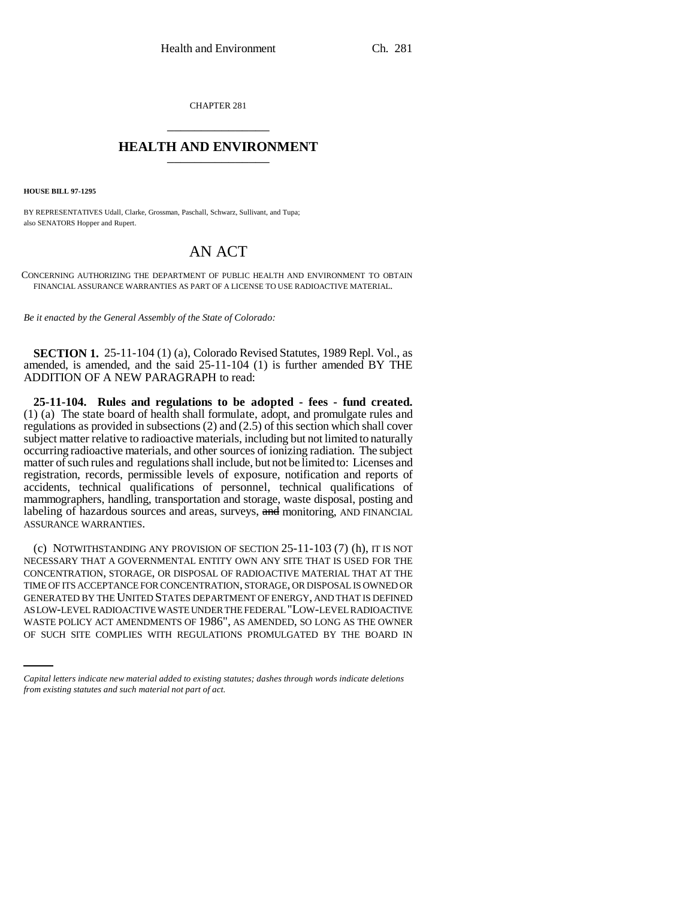CHAPTER 281

## HEALTH AND ENVIRONMENT

**HOUSE BILL 97-1295**

BY REPRESENTATIVES Udall, Clarke, Grossman, Paschall, Schwarz, Sullivant, and Tupa; also SENATORS Hopper and Rupert.

# AN ACT

CONCERNING AUTHORIZING THE DEPARTMENT OF PUBLIC HEALTH AND ENVIRONMENT TO OBTAIN FINANCIAL ASSURANCE WARRANTIES AS PART OF A LICENSE TO USE RADIOACTIVE MATERIAL.

*Be it enacted by the General Assembly of the State of Colorado:*

**SECTION 1.** 25-11-104 (1) (a), Colorado Revised Statutes, 1989 Repl. Vol., as amended, is amended, and the said 25-11-104 (1) is further amended BY THE ADDITION OF A NEW PARAGRAPH to read:

**25-11-104. Rules and regulations to be adopted - fees - fund created.** (1) (a) The state board of health shall formulate, adopt, and promulgate rules and regulations as provided in subsections (2) and (2.5) of this section which shall cover subject matter relative to radioactive materials, including but not limited to naturally occurring radioactive materials, and other sources of ionizing radiation. The subject matter of such rules and regulations shall include, but not be limited to: Licenses and registration, records, permissible levels of exposure, notification and reports of accidents, technical qualifications of personnel, technical qualifications of mammographers, handling, transportation and storage, waste disposal, posting and labeling of hazardous sources and areas, surveys, ~~and~~ monitoring, AND FINANCIAL ASSURANCE WARRANTIES.

(c) NOTWITHSTANDING ANY PROVISION OF SECTION 25-11-103 (7) (h), IT IS NOT NECESSARY THAT A GOVERNMENTAL ENTITY OWN ANY SITE THAT IS USED FOR THE CONCENTRATION, STORAGE, OR DISPOSAL OF RADIOACTIVE MATERIAL THAT AT THE TIME OF ITS ACCEPTANCE FOR CONCENTRATION, STORAGE, OR DISPOSAL IS OWNED OR GENERATED BY THE UNITED STATES DEPARTMENT OF ENERGY, AND THAT IS DEFINED AS LOW-LEVEL RADIOACTIVE WASTE UNDER THE FEDERAL "LOW-LEVEL RADIOACTIVE WASTE POLICY ACT AMENDMENTS OF 1986", AS AMENDED, SO LONG AS THE OWNER OF SUCH SITE COMPLIES WITH REGULATIONS PROMULGATED BY THE BOARD IN

*Capital letters indicate new material added to existing statutes; dashes through words indicate deletions from existing statutes and such material not part of act.*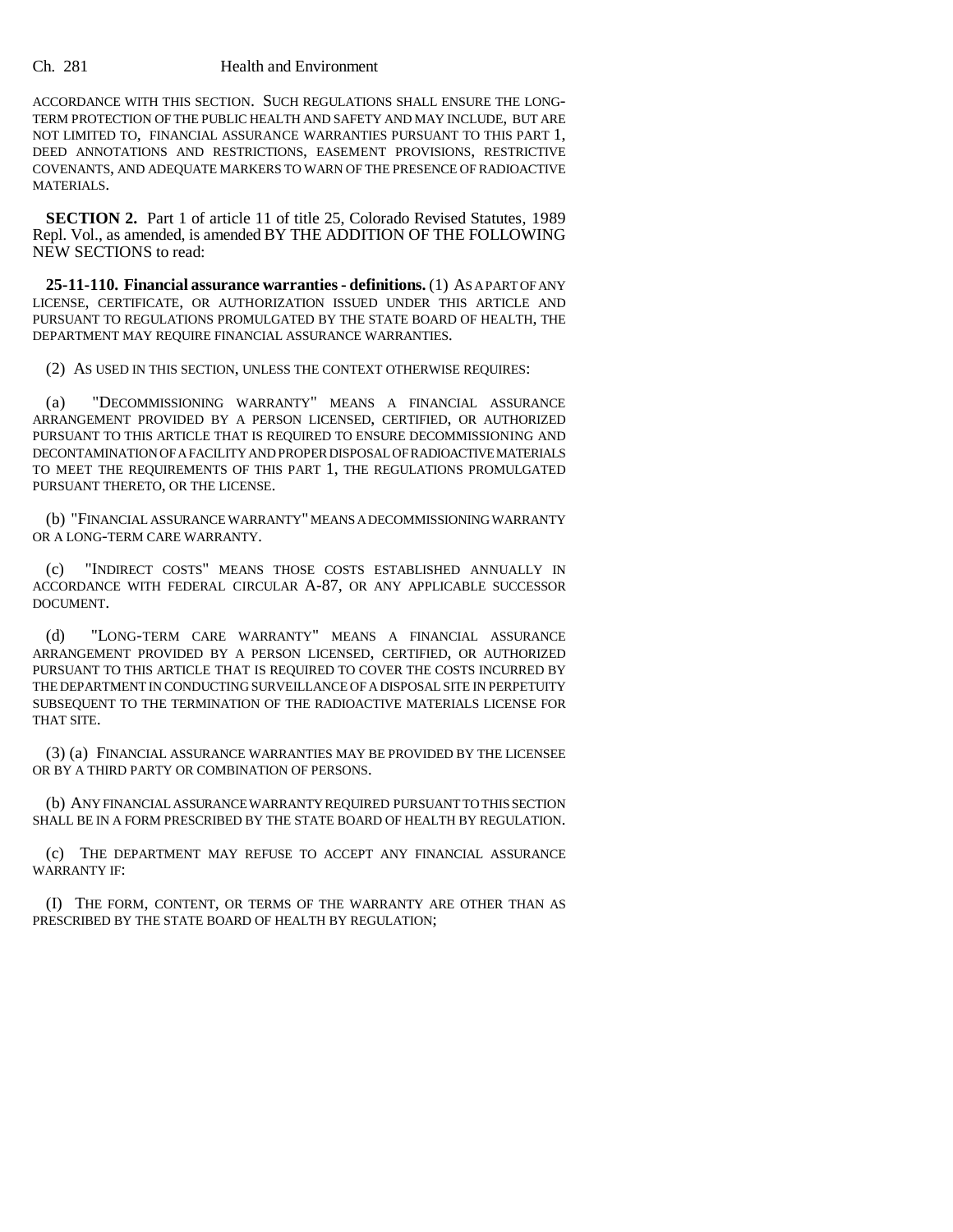ACCORDANCE WITH THIS SECTION. SUCH REGULATIONS SHALL ENSURE THE LONG-TERM PROTECTION OF THE PUBLIC HEALTH AND SAFETY AND MAY INCLUDE, BUT ARE NOT LIMITED TO, FINANCIAL ASSURANCE WARRANTIES PURSUANT TO THIS PART 1, DEED ANNOTATIONS AND RESTRICTIONS, EASEMENT PROVISIONS, RESTRICTIVE COVENANTS, AND ADEQUATE MARKERS TO WARN OF THE PRESENCE OF RADIOACTIVE MATERIALS.

**SECTION 2.** Part 1 of article 11 of title 25, Colorado Revised Statutes, 1989 Repl. Vol., as amended, is amended BY THE ADDITION OF THE FOLLOWING NEW SECTIONS to read:

**25-11-110. Financial assurance warranties - definitions.** (1) AS A PART OF ANY LICENSE, CERTIFICATE, OR AUTHORIZATION ISSUED UNDER THIS ARTICLE AND PURSUANT TO REGULATIONS PROMULGATED BY THE STATE BOARD OF HEALTH, THE DEPARTMENT MAY REQUIRE FINANCIAL ASSURANCE WARRANTIES.

(2) AS USED IN THIS SECTION, UNLESS THE CONTEXT OTHERWISE REQUIRES:

(a) "DECOMMISSIONING WARRANTY" MEANS A FINANCIAL ASSURANCE ARRANGEMENT PROVIDED BY A PERSON LICENSED, CERTIFIED, OR AUTHORIZED PURSUANT TO THIS ARTICLE THAT IS REQUIRED TO ENSURE DECOMMISSIONING AND DECONTAMINATION OF A FACILITY AND PROPER DISPOSAL OF RADIOACTIVE MATERIALS TO MEET THE REQUIREMENTS OF THIS PART 1, THE REGULATIONS PROMULGATED PURSUANT THERETO, OR THE LICENSE.

(b) "FINANCIAL ASSURANCE WARRANTY" MEANS A DECOMMISSIONING WARRANTY OR A LONG-TERM CARE WARRANTY.

(c) "INDIRECT COSTS" MEANS THOSE COSTS ESTABLISHED ANNUALLY IN ACCORDANCE WITH FEDERAL CIRCULAR A-87, OR ANY APPLICABLE SUCCESSOR DOCUMENT.

(d) "LONG-TERM CARE WARRANTY" MEANS A FINANCIAL ASSURANCE ARRANGEMENT PROVIDED BY A PERSON LICENSED, CERTIFIED, OR AUTHORIZED PURSUANT TO THIS ARTICLE THAT IS REQUIRED TO COVER THE COSTS INCURRED BY THE DEPARTMENT IN CONDUCTING SURVEILLANCE OF A DISPOSAL SITE IN PERPETUITY SUBSEQUENT TO THE TERMINATION OF THE RADIOACTIVE MATERIALS LICENSE FOR THAT SITE.

(3) (a) FINANCIAL ASSURANCE WARRANTIES MAY BE PROVIDED BY THE LICENSEE OR BY A THIRD PARTY OR COMBINATION OF PERSONS.

(b) ANY FINANCIAL ASSURANCE WARRANTY REQUIRED PURSUANT TO THIS SECTION SHALL BE IN A FORM PRESCRIBED BY THE STATE BOARD OF HEALTH BY REGULATION.

(c) THE DEPARTMENT MAY REFUSE TO ACCEPT ANY FINANCIAL ASSURANCE WARRANTY IF:

(I) THE FORM, CONTENT, OR TERMS OF THE WARRANTY ARE OTHER THAN AS PRESCRIBED BY THE STATE BOARD OF HEALTH BY REGULATION;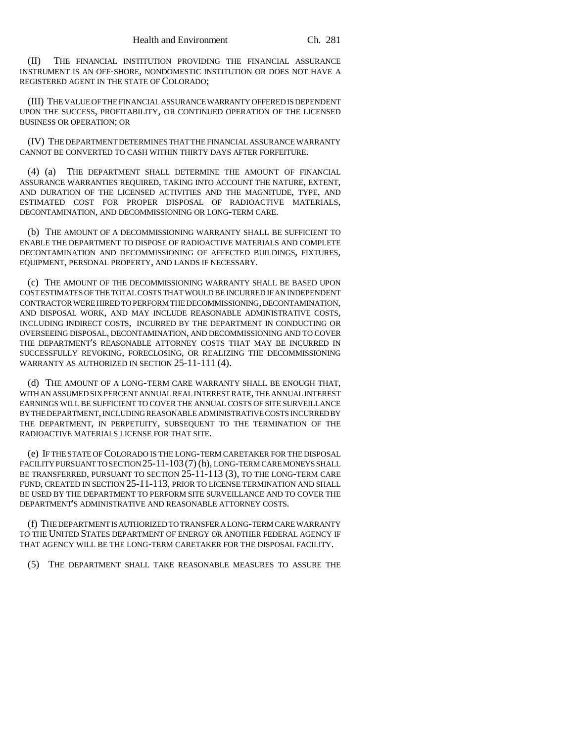(II) THE FINANCIAL INSTITUTION PROVIDING THE FINANCIAL ASSURANCE INSTRUMENT IS AN OFF-SHORE, NONDOMESTIC INSTITUTION OR DOES NOT HAVE A REGISTERED AGENT IN THE STATE OF COLORADO;

(III) THE VALUE OF THE FINANCIAL ASSURANCE WARRANTY OFFERED IS DEPENDENT UPON THE SUCCESS, PROFITABILITY, OR CONTINUED OPERATION OF THE LICENSED BUSINESS OR OPERATION; OR

(IV) THE DEPARTMENT DETERMINES THAT THE FINANCIAL ASSURANCE WARRANTY CANNOT BE CONVERTED TO CASH WITHIN THIRTY DAYS AFTER FORFEITURE.

(4) (a) THE DEPARTMENT SHALL DETERMINE THE AMOUNT OF FINANCIAL ASSURANCE WARRANTIES REQUIRED, TAKING INTO ACCOUNT THE NATURE, EXTENT, AND DURATION OF THE LICENSED ACTIVITIES AND THE MAGNITUDE, TYPE, AND ESTIMATED COST FOR PROPER DISPOSAL OF RADIOACTIVE MATERIALS, DECONTAMINATION, AND DECOMMISSIONING OR LONG-TERM CARE.

(b) THE AMOUNT OF A DECOMMISSIONING WARRANTY SHALL BE SUFFICIENT TO ENABLE THE DEPARTMENT TO DISPOSE OF RADIOACTIVE MATERIALS AND COMPLETE DECONTAMINATION AND DECOMMISSIONING OF AFFECTED BUILDINGS, FIXTURES, EQUIPMENT, PERSONAL PROPERTY, AND LANDS IF NECESSARY.

(c) THE AMOUNT OF THE DECOMMISSIONING WARRANTY SHALL BE BASED UPON COST ESTIMATES OF THE TOTAL COSTS THAT WOULD BE INCURRED IF AN INDEPENDENT CONTRACTOR WERE HIRED TO PERFORM THE DECOMMISSIONING, DECONTAMINATION, AND DISPOSAL WORK, AND MAY INCLUDE REASONABLE ADMINISTRATIVE COSTS, INCLUDING INDIRECT COSTS, INCURRED BY THE DEPARTMENT IN CONDUCTING OR OVERSEEING DISPOSAL, DECONTAMINATION, AND DECOMMISSIONING AND TO COVER THE DEPARTMENT'S REASONABLE ATTORNEY COSTS THAT MAY BE INCURRED IN SUCCESSFULLY REVOKING, FORECLOSING, OR REALIZING THE DECOMMISSIONING WARRANTY AS AUTHORIZED IN SECTION 25-11-111 (4).

(d) THE AMOUNT OF A LONG-TERM CARE WARRANTY SHALL BE ENOUGH THAT, WITH AN ASSUMED SIX PERCENT ANNUAL REAL INTEREST RATE, THE ANNUAL INTEREST EARNINGS WILL BE SUFFICIENT TO COVER THE ANNUAL COSTS OF SITE SURVEILLANCE BY THE DEPARTMENT, INCLUDING REASONABLE ADMINISTRATIVE COSTS INCURRED BY THE DEPARTMENT, IN PERPETUITY, SUBSEQUENT TO THE TERMINATION OF THE RADIOACTIVE MATERIALS LICENSE FOR THAT SITE.

(e) IF THE STATE OF COLORADO IS THE LONG-TERM CARETAKER FOR THE DISPOSAL FACILITY PURSUANT TO SECTION 25-11-103 (7) (h), LONG-TERM CARE MONEYS SHALL BE TRANSFERRED, PURSUANT TO SECTION 25-11-113 (3), TO THE LONG-TERM CARE FUND, CREATED IN SECTION 25-11-113, PRIOR TO LICENSE TERMINATION AND SHALL BE USED BY THE DEPARTMENT TO PERFORM SITE SURVEILLANCE AND TO COVER THE DEPARTMENT'S ADMINISTRATIVE AND REASONABLE ATTORNEY COSTS.

(f) THE DEPARTMENT IS AUTHORIZED TO TRANSFER A LONG-TERM CARE WARRANTY TO THE UNITED STATES DEPARTMENT OF ENERGY OR ANOTHER FEDERAL AGENCY IF THAT AGENCY WILL BE THE LONG-TERM CARETAKER FOR THE DISPOSAL FACILITY.

(5) THE DEPARTMENT SHALL TAKE REASONABLE MEASURES TO ASSURE THE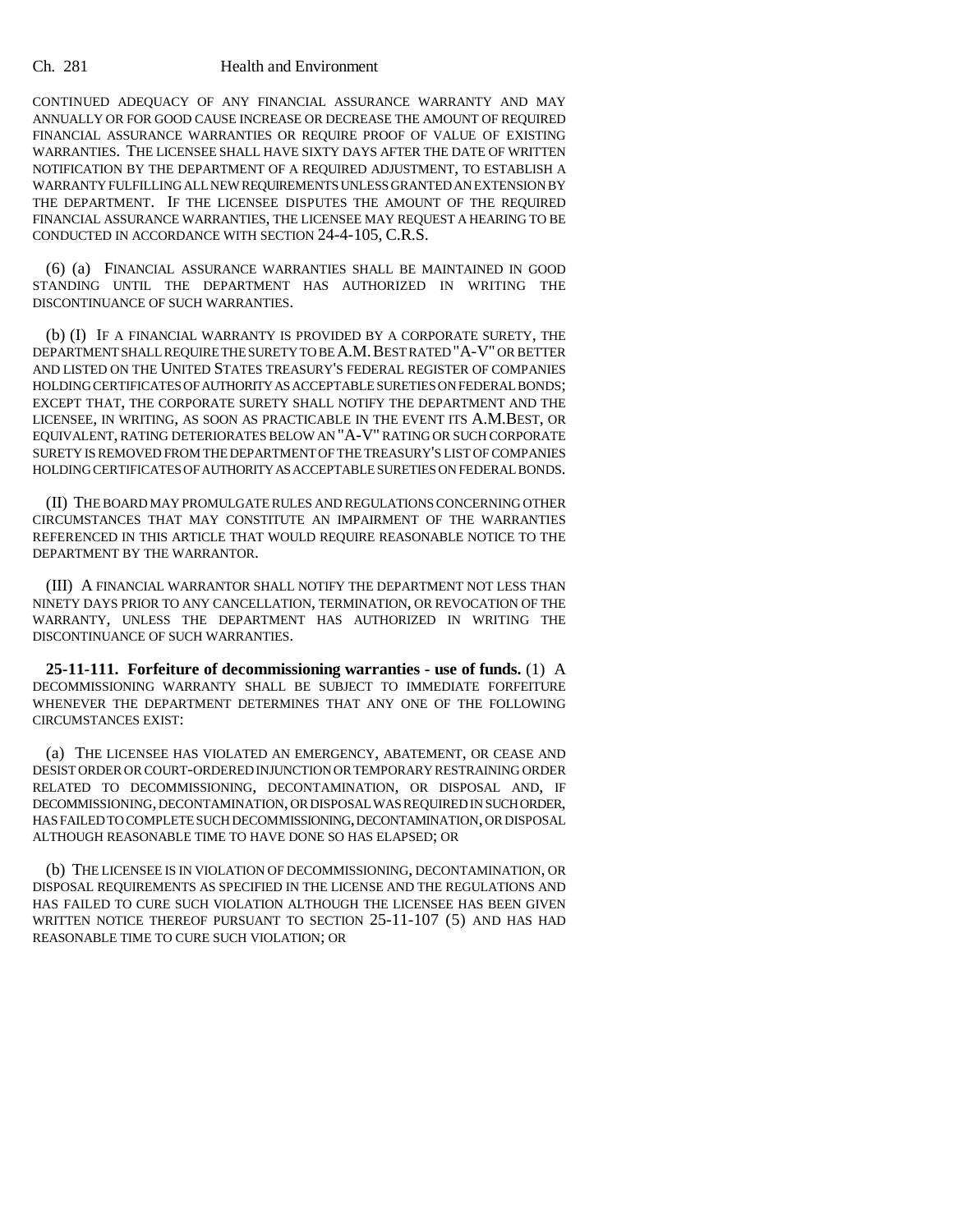CONTINUED ADEQUACY OF ANY FINANCIAL ASSURANCE WARRANTY AND MAY ANNUALLY OR FOR GOOD CAUSE INCREASE OR DECREASE THE AMOUNT OF REQUIRED FINANCIAL ASSURANCE WARRANTIES OR REQUIRE PROOF OF VALUE OF EXISTING WARRANTIES. THE LICENSEE SHALL HAVE SIXTY DAYS AFTER THE DATE OF WRITTEN NOTIFICATION BY THE DEPARTMENT OF A REQUIRED ADJUSTMENT, TO ESTABLISH A WARRANTY FULFILLING ALL NEW REQUIREMENTS UNLESS GRANTED AN EXTENSION BY THE DEPARTMENT. IF THE LICENSEE DISPUTES THE AMOUNT OF THE REQUIRED FINANCIAL ASSURANCE WARRANTIES, THE LICENSEE MAY REQUEST A HEARING TO BE CONDUCTED IN ACCORDANCE WITH SECTION 24-4-105, C.R.S.

(6) (a) FINANCIAL ASSURANCE WARRANTIES SHALL BE MAINTAINED IN GOOD STANDING UNTIL THE DEPARTMENT HAS AUTHORIZED IN WRITING THE DISCONTINUANCE OF SUCH WARRANTIES.

(b) (I) IF A FINANCIAL WARRANTY IS PROVIDED BY A CORPORATE SURETY, THE DEPARTMENT SHALL REQUIRE THE SURETY TO BE A.M. BEST RATED "A-V" OR BETTER AND LISTED ON THE UNITED STATES TREASURY'S FEDERAL REGISTER OF COMPANIES HOLDING CERTIFICATES OF AUTHORITY AS ACCEPTABLE SURETIES ON FEDERAL BONDS; EXCEPT THAT, THE CORPORATE SURETY SHALL NOTIFY THE DEPARTMENT AND THE LICENSEE, IN WRITING, AS SOON AS PRACTICABLE IN THE EVENT ITS A.M.BEST, OR EQUIVALENT, RATING DETERIORATES BELOW AN "A-V" RATING OR SUCH CORPORATE SURETY IS REMOVED FROM THE DEPARTMENT OF THE TREASURY'S LIST OF COMPANIES HOLDING CERTIFICATES OF AUTHORITY AS ACCEPTABLE SURETIES ON FEDERAL BONDS.

(II) THE BOARD MAY PROMULGATE RULES AND REGULATIONS CONCERNING OTHER CIRCUMSTANCES THAT MAY CONSTITUTE AN IMPAIRMENT OF THE WARRANTIES REFERENCED IN THIS ARTICLE THAT WOULD REQUIRE REASONABLE NOTICE TO THE DEPARTMENT BY THE WARRANTOR.

(III) A FINANCIAL WARRANTOR SHALL NOTIFY THE DEPARTMENT NOT LESS THAN NINETY DAYS PRIOR TO ANY CANCELLATION, TERMINATION, OR REVOCATION OF THE WARRANTY, UNLESS THE DEPARTMENT HAS AUTHORIZED IN WRITING THE DISCONTINUANCE OF SUCH WARRANTIES.

**25-11-111. Forfeiture of decommissioning warranties - use of funds.** (1) A DECOMMISSIONING WARRANTY SHALL BE SUBJECT TO IMMEDIATE FORFEITURE WHENEVER THE DEPARTMENT DETERMINES THAT ANY ONE OF THE FOLLOWING CIRCUMSTANCES EXIST:

(a) THE LICENSEE HAS VIOLATED AN EMERGENCY, ABATEMENT, OR CEASE AND DESIST ORDER OR COURT-ORDERED INJUNCTION OR TEMPORARY RESTRAINING ORDER RELATED TO DECOMMISSIONING, DECONTAMINATION, OR DISPOSAL AND, IF DECOMMISSIONING, DECONTAMINATION, OR DISPOSAL WAS REQUIRED IN SUCH ORDER, HAS FAILED TO COMPLETE SUCH DECOMMISSIONING, DECONTAMINATION, OR DISPOSAL ALTHOUGH REASONABLE TIME TO HAVE DONE SO HAS ELAPSED; OR

(b) THE LICENSEE IS IN VIOLATION OF DECOMMISSIONING, DECONTAMINATION, OR DISPOSAL REQUIREMENTS AS SPECIFIED IN THE LICENSE AND THE REGULATIONS AND HAS FAILED TO CURE SUCH VIOLATION ALTHOUGH THE LICENSEE HAS BEEN GIVEN WRITTEN NOTICE THEREOF PURSUANT TO SECTION 25-11-107 (5) AND HAS HAD REASONABLE TIME TO CURE SUCH VIOLATION; OR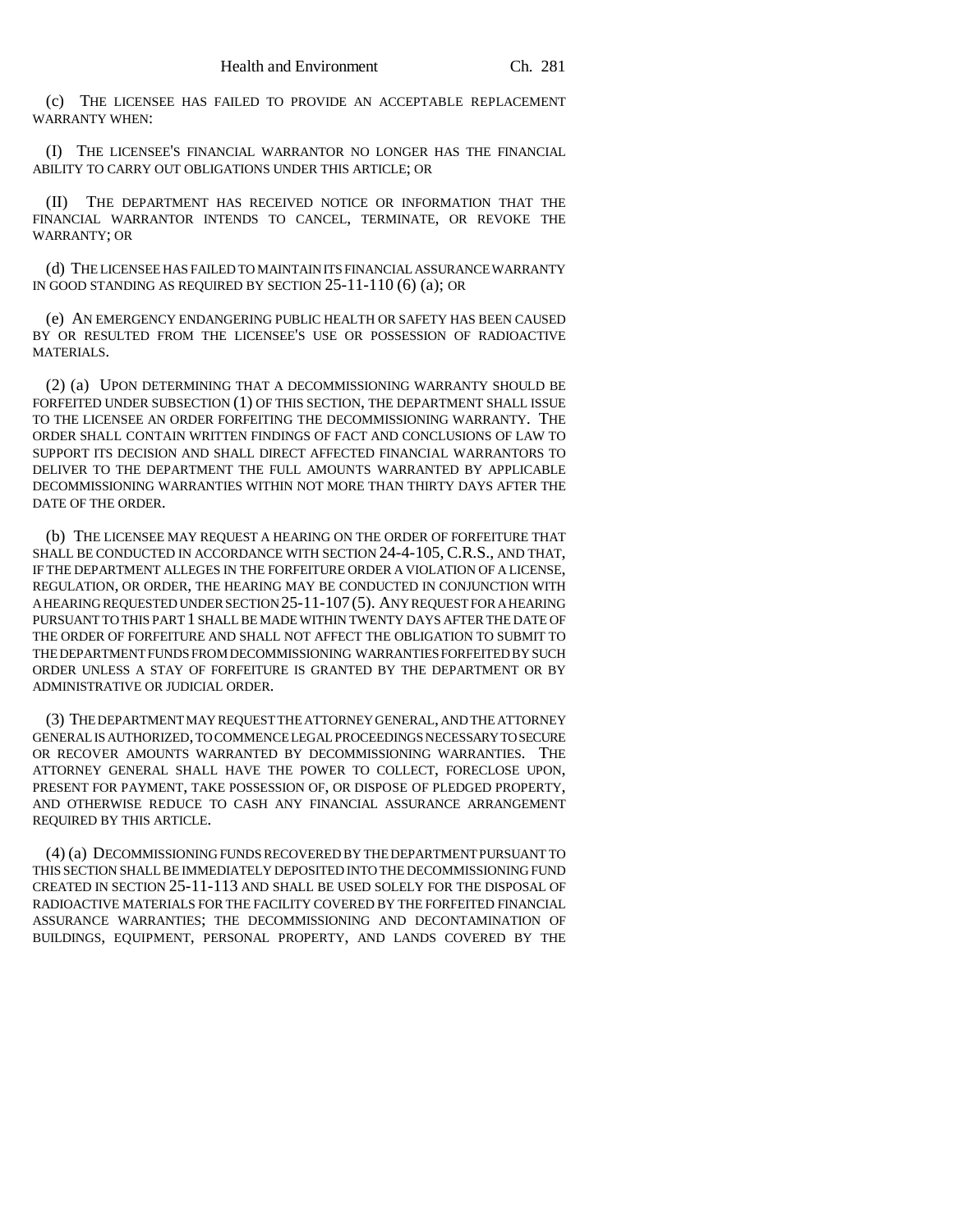(c) THE LICENSEE HAS FAILED TO PROVIDE AN ACCEPTABLE REPLACEMENT WARRANTY WHEN:

(I) THE LICENSEE'S FINANCIAL WARRANTOR NO LONGER HAS THE FINANCIAL ABILITY TO CARRY OUT OBLIGATIONS UNDER THIS ARTICLE; OR

(II) THE DEPARTMENT HAS RECEIVED NOTICE OR INFORMATION THAT THE FINANCIAL WARRANTOR INTENDS TO CANCEL, TERMINATE, OR REVOKE THE WARRANTY; OR

(d) THE LICENSEE HAS FAILED TO MAINTAIN ITS FINANCIAL ASSURANCE WARRANTY IN GOOD STANDING AS REQUIRED BY SECTION 25-11-110 (6) (a); OR

(e) AN EMERGENCY ENDANGERING PUBLIC HEALTH OR SAFETY HAS BEEN CAUSED BY OR RESULTED FROM THE LICENSEE'S USE OR POSSESSION OF RADIOACTIVE MATERIALS.

(2) (a) UPON DETERMINING THAT A DECOMMISSIONING WARRANTY SHOULD BE FORFEITED UNDER SUBSECTION (1) OF THIS SECTION, THE DEPARTMENT SHALL ISSUE TO THE LICENSEE AN ORDER FORFEITING THE DECOMMISSIONING WARRANTY. THE ORDER SHALL CONTAIN WRITTEN FINDINGS OF FACT AND CONCLUSIONS OF LAW TO SUPPORT ITS DECISION AND SHALL DIRECT AFFECTED FINANCIAL WARRANTORS TO DELIVER TO THE DEPARTMENT THE FULL AMOUNTS WARRANTED BY APPLICABLE DECOMMISSIONING WARRANTIES WITHIN NOT MORE THAN THIRTY DAYS AFTER THE DATE OF THE ORDER.

(b) THE LICENSEE MAY REQUEST A HEARING ON THE ORDER OF FORFEITURE THAT SHALL BE CONDUCTED IN ACCORDANCE WITH SECTION 24-4-105, C.R.S., AND THAT, IF THE DEPARTMENT ALLEGES IN THE FORFEITURE ORDER A VIOLATION OF A LICENSE, REGULATION, OR ORDER, THE HEARING MAY BE CONDUCTED IN CONJUNCTION WITH A HEARING REQUESTED UNDER SECTION 25-11-107 (5). ANY REQUEST FOR A HEARING PURSUANT TO THIS PART 1 SHALL BE MADE WITHIN TWENTY DAYS AFTER THE DATE OF THE ORDER OF FORFEITURE AND SHALL NOT AFFECT THE OBLIGATION TO SUBMIT TO THE DEPARTMENT FUNDS FROM DECOMMISSIONING WARRANTIES FORFEITED BY SUCH ORDER UNLESS A STAY OF FORFEITURE IS GRANTED BY THE DEPARTMENT OR BY ADMINISTRATIVE OR JUDICIAL ORDER.

(3) THE DEPARTMENT MAY REQUEST THE ATTORNEY GENERAL, AND THE ATTORNEY GENERAL IS AUTHORIZED, TO COMMENCE LEGAL PROCEEDINGS NECESSARY TO SECURE OR RECOVER AMOUNTS WARRANTED BY DECOMMISSIONING WARRANTIES. THE ATTORNEY GENERAL SHALL HAVE THE POWER TO COLLECT, FORECLOSE UPON, PRESENT FOR PAYMENT, TAKE POSSESSION OF, OR DISPOSE OF PLEDGED PROPERTY, AND OTHERWISE REDUCE TO CASH ANY FINANCIAL ASSURANCE ARRANGEMENT REQUIRED BY THIS ARTICLE.

(4) (a) DECOMMISSIONING FUNDS RECOVERED BY THE DEPARTMENT PURSUANT TO THIS SECTION SHALL BE IMMEDIATELY DEPOSITED INTO THE DECOMMISSIONING FUND CREATED IN SECTION 25-11-113 AND SHALL BE USED SOLELY FOR THE DISPOSAL OF RADIOACTIVE MATERIALS FOR THE FACILITY COVERED BY THE FORFEITED FINANCIAL ASSURANCE WARRANTIES; THE DECOMMISSIONING AND DECONTAMINATION OF BUILDINGS, EQUIPMENT, PERSONAL PROPERTY, AND LANDS COVERED BY THE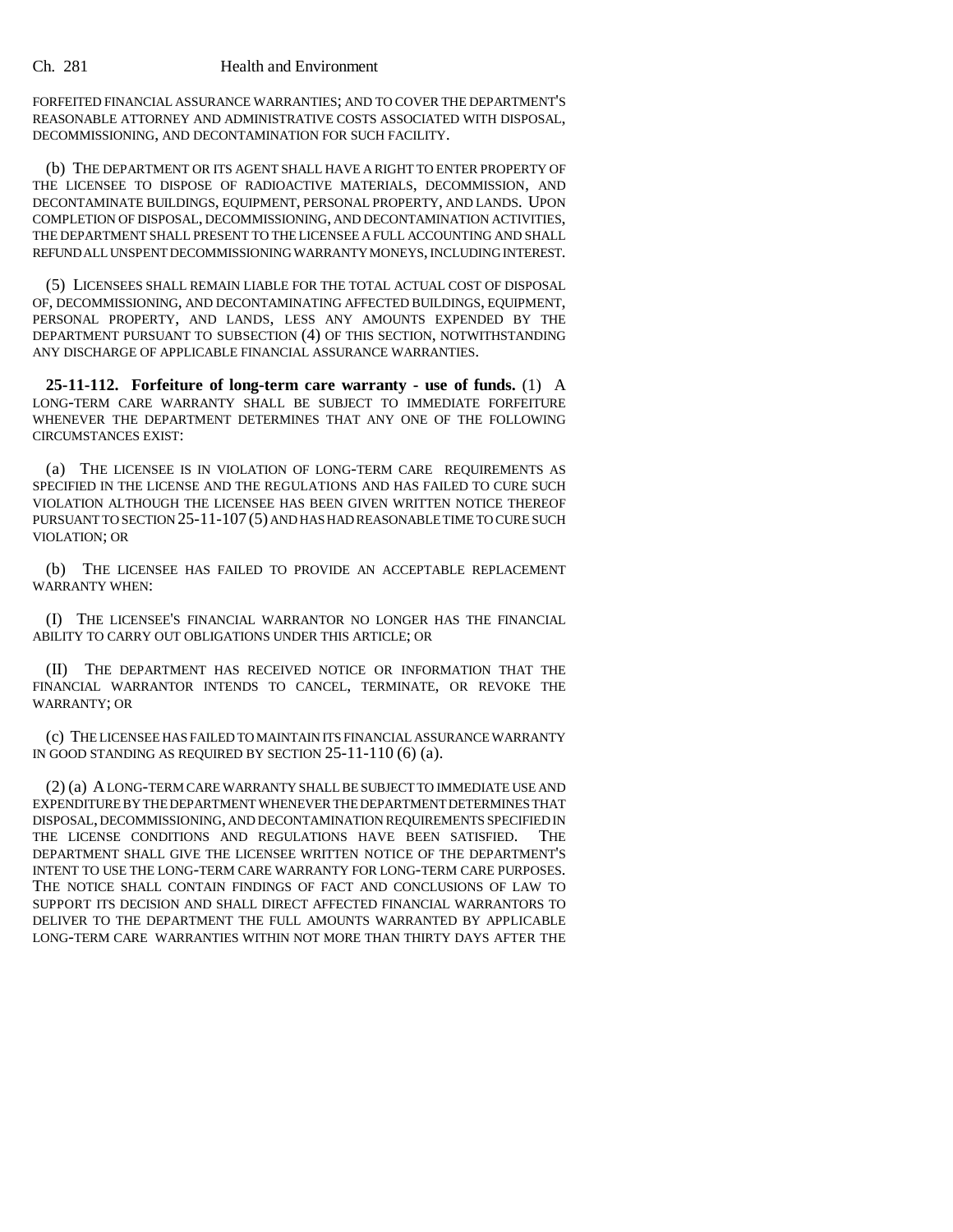FORFEITED FINANCIAL ASSURANCE WARRANTIES; AND TO COVER THE DEPARTMENT'S REASONABLE ATTORNEY AND ADMINISTRATIVE COSTS ASSOCIATED WITH DISPOSAL, DECOMMISSIONING, AND DECONTAMINATION FOR SUCH FACILITY.

(b) THE DEPARTMENT OR ITS AGENT SHALL HAVE A RIGHT TO ENTER PROPERTY OF THE LICENSEE TO DISPOSE OF RADIOACTIVE MATERIALS, DECOMMISSION, AND DECONTAMINATE BUILDINGS, EQUIPMENT, PERSONAL PROPERTY, AND LANDS. UPON COMPLETION OF DISPOSAL, DECOMMISSIONING, AND DECONTAMINATION ACTIVITIES, THE DEPARTMENT SHALL PRESENT TO THE LICENSEE A FULL ACCOUNTING AND SHALL REFUND ALL UNSPENT DECOMMISSIONING WARRANTY MONEYS, INCLUDING INTEREST.

(5) LICENSEES SHALL REMAIN LIABLE FOR THE TOTAL ACTUAL COST OF DISPOSAL OF, DECOMMISSIONING, AND DECONTAMINATING AFFECTED BUILDINGS, EQUIPMENT, PERSONAL PROPERTY, AND LANDS, LESS ANY AMOUNTS EXPENDED BY THE DEPARTMENT PURSUANT TO SUBSECTION (4) OF THIS SECTION, NOTWITHSTANDING ANY DISCHARGE OF APPLICABLE FINANCIAL ASSURANCE WARRANTIES.

**25-11-112. Forfeiture of long-term care warranty - use of funds.** (1) A LONG-TERM CARE WARRANTY SHALL BE SUBJECT TO IMMEDIATE FORFEITURE WHENEVER THE DEPARTMENT DETERMINES THAT ANY ONE OF THE FOLLOWING CIRCUMSTANCES EXIST:

(a) THE LICENSEE IS IN VIOLATION OF LONG-TERM CARE REQUIREMENTS AS SPECIFIED IN THE LICENSE AND THE REGULATIONS AND HAS FAILED TO CURE SUCH VIOLATION ALTHOUGH THE LICENSEE HAS BEEN GIVEN WRITTEN NOTICE THEREOF PURSUANT TO SECTION 25-11-107 (5) AND HAS HAD REASONABLE TIME TO CURE SUCH VIOLATION; OR

(b) THE LICENSEE HAS FAILED TO PROVIDE AN ACCEPTABLE REPLACEMENT WARRANTY WHEN:

(I) THE LICENSEE'S FINANCIAL WARRANTOR NO LONGER HAS THE FINANCIAL ABILITY TO CARRY OUT OBLIGATIONS UNDER THIS ARTICLE; OR

(II) THE DEPARTMENT HAS RECEIVED NOTICE OR INFORMATION THAT THE FINANCIAL WARRANTOR INTENDS TO CANCEL, TERMINATE, OR REVOKE THE WARRANTY; OR

(c) THE LICENSEE HAS FAILED TO MAINTAIN ITS FINANCIAL ASSURANCE WARRANTY IN GOOD STANDING AS REQUIRED BY SECTION 25-11-110 (6) (a).

(2) (a) A LONG-TERM CARE WARRANTY SHALL BE SUBJECT TO IMMEDIATE USE AND EXPENDITURE BY THE DEPARTMENT WHENEVER THE DEPARTMENT DETERMINES THAT DISPOSAL, DECOMMISSIONING, AND DECONTAMINATION REQUIREMENTS SPECIFIED IN THE LICENSE CONDITIONS AND REGULATIONS HAVE BEEN SATISFIED. THE DEPARTMENT SHALL GIVE THE LICENSEE WRITTEN NOTICE OF THE DEPARTMENT'S INTENT TO USE THE LONG-TERM CARE WARRANTY FOR LONG-TERM CARE PURPOSES. THE NOTICE SHALL CONTAIN FINDINGS OF FACT AND CONCLUSIONS OF LAW TO SUPPORT ITS DECISION AND SHALL DIRECT AFFECTED FINANCIAL WARRANTORS TO DELIVER TO THE DEPARTMENT THE FULL AMOUNTS WARRANTED BY APPLICABLE LONG-TERM CARE WARRANTIES WITHIN NOT MORE THAN THIRTY DAYS AFTER THE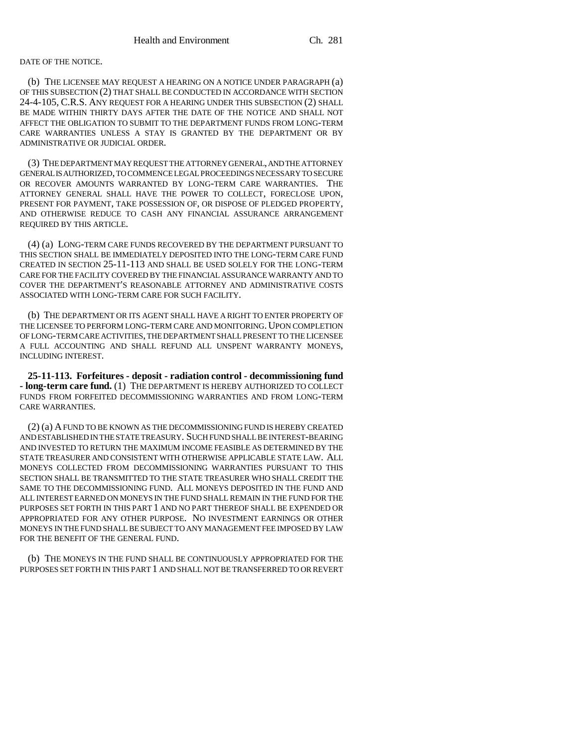DATE OF THE NOTICE.

(b) THE LICENSEE MAY REQUEST A HEARING ON A NOTICE UNDER PARAGRAPH (a) OF THIS SUBSECTION (2) THAT SHALL BE CONDUCTED IN ACCORDANCE WITH SECTION 24-4-105, C.R.S. ANY REQUEST FOR A HEARING UNDER THIS SUBSECTION (2) SHALL BE MADE WITHIN THIRTY DAYS AFTER THE DATE OF THE NOTICE AND SHALL NOT AFFECT THE OBLIGATION TO SUBMIT TO THE DEPARTMENT FUNDS FROM LONG-TERM CARE WARRANTIES UNLESS A STAY IS GRANTED BY THE DEPARTMENT OR BY ADMINISTRATIVE OR JUDICIAL ORDER.

(3) THE DEPARTMENT MAY REQUEST THE ATTORNEY GENERAL, AND THE ATTORNEY GENERAL IS AUTHORIZED, TO COMMENCE LEGAL PROCEEDINGS NECESSARY TO SECURE OR RECOVER AMOUNTS WARRANTED BY LONG-TERM CARE WARRANTIES. THE ATTORNEY GENERAL SHALL HAVE THE POWER TO COLLECT, FORECLOSE UPON, PRESENT FOR PAYMENT, TAKE POSSESSION OF, OR DISPOSE OF PLEDGED PROPERTY, AND OTHERWISE REDUCE TO CASH ANY FINANCIAL ASSURANCE ARRANGEMENT REQUIRED BY THIS ARTICLE.

(4) (a) LONG-TERM CARE FUNDS RECOVERED BY THE DEPARTMENT PURSUANT TO THIS SECTION SHALL BE IMMEDIATELY DEPOSITED INTO THE LONG-TERM CARE FUND CREATED IN SECTION 25-11-113 AND SHALL BE USED SOLELY FOR THE LONG-TERM CARE FOR THE FACILITY COVERED BY THE FINANCIAL ASSURANCE WARRANTY AND TO COVER THE DEPARTMENT'S REASONABLE ATTORNEY AND ADMINISTRATIVE COSTS ASSOCIATED WITH LONG-TERM CARE FOR SUCH FACILITY.

(b) THE DEPARTMENT OR ITS AGENT SHALL HAVE A RIGHT TO ENTER PROPERTY OF THE LICENSEE TO PERFORM LONG-TERM CARE AND MONITORING. UPON COMPLETION OF LONG-TERM CARE ACTIVITIES, THE DEPARTMENT SHALL PRESENT TO THE LICENSEE A FULL ACCOUNTING AND SHALL REFUND ALL UNSPENT WARRANTY MONEYS, INCLUDING INTEREST.

**25-11-113. Forfeitures - deposit - radiation control - decommissioning fund - long-term care fund.** (1) THE DEPARTMENT IS HEREBY AUTHORIZED TO COLLECT FUNDS FROM FORFEITED DECOMMISSIONING WARRANTIES AND FROM LONG-TERM CARE WARRANTIES.

(2) (a) A FUND TO BE KNOWN AS THE DECOMMISSIONING FUND IS HEREBY CREATED AND ESTABLISHED IN THE STATE TREASURY. SUCH FUND SHALL BE INTEREST-BEARING AND INVESTED TO RETURN THE MAXIMUM INCOME FEASIBLE AS DETERMINED BY THE STATE TREASURER AND CONSISTENT WITH OTHERWISE APPLICABLE STATE LAW. ALL MONEYS COLLECTED FROM DECOMMISSIONING WARRANTIES PURSUANT TO THIS SECTION SHALL BE TRANSMITTED TO THE STATE TREASURER WHO SHALL CREDIT THE SAME TO THE DECOMMISSIONING FUND. ALL MONEYS DEPOSITED IN THE FUND AND ALL INTEREST EARNED ON MONEYS IN THE FUND SHALL REMAIN IN THE FUND FOR THE PURPOSES SET FORTH IN THIS PART 1 AND NO PART THEREOF SHALL BE EXPENDED OR APPROPRIATED FOR ANY OTHER PURPOSE. NO INVESTMENT EARNINGS OR OTHER MONEYS IN THE FUND SHALL BE SUBJECT TO ANY MANAGEMENT FEE IMPOSED BY LAW FOR THE BENEFIT OF THE GENERAL FUND.

(b) THE MONEYS IN THE FUND SHALL BE CONTINUOUSLY APPROPRIATED FOR THE PURPOSES SET FORTH IN THIS PART 1 AND SHALL NOT BE TRANSFERRED TO OR REVERT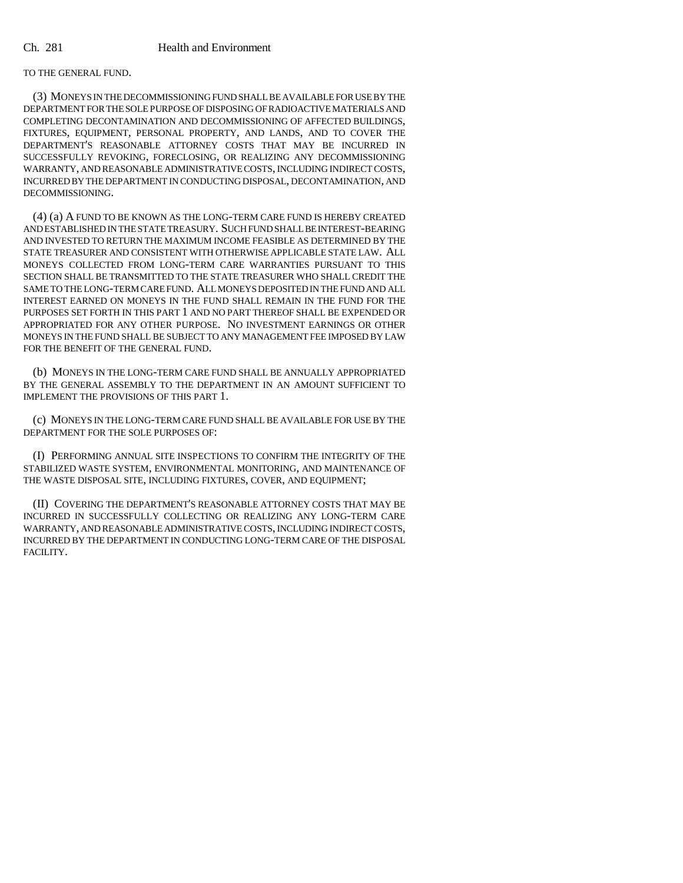TO THE GENERAL FUND.

(3) MONEYS IN THE DECOMMISSIONING FUND SHALL BE AVAILABLE FOR USE BY THE DEPARTMENT FOR THE SOLE PURPOSE OF DISPOSING OF RADIOACTIVE MATERIALS AND COMPLETING DECONTAMINATION AND DECOMMISSIONING OF AFFECTED BUILDINGS, FIXTURES, EQUIPMENT, PERSONAL PROPERTY, AND LANDS, AND TO COVER THE DEPARTMENT'S REASONABLE ATTORNEY COSTS THAT MAY BE INCURRED IN SUCCESSFULLY REVOKING, FORECLOSING, OR REALIZING ANY DECOMMISSIONING WARRANTY, AND REASONABLE ADMINISTRATIVE COSTS, INCLUDING INDIRECT COSTS, INCURRED BY THE DEPARTMENT IN CONDUCTING DISPOSAL, DECONTAMINATION, AND DECOMMISSIONING.

(4) (a) A FUND TO BE KNOWN AS THE LONG-TERM CARE FUND IS HEREBY CREATED AND ESTABLISHED IN THE STATE TREASURY. SUCH FUND SHALL BE INTEREST-BEARING AND INVESTED TO RETURN THE MAXIMUM INCOME FEASIBLE AS DETERMINED BY THE STATE TREASURER AND CONSISTENT WITH OTHERWISE APPLICABLE STATE LAW. ALL MONEYS COLLECTED FROM LONG-TERM CARE WARRANTIES PURSUANT TO THIS SECTION SHALL BE TRANSMITTED TO THE STATE TREASURER WHO SHALL CREDIT THE SAME TO THE LONG-TERM CARE FUND. ALL MONEYS DEPOSITED IN THE FUND AND ALL INTEREST EARNED ON MONEYS IN THE FUND SHALL REMAIN IN THE FUND FOR THE PURPOSES SET FORTH IN THIS PART 1 AND NO PART THEREOF SHALL BE EXPENDED OR APPROPRIATED FOR ANY OTHER PURPOSE. NO INVESTMENT EARNINGS OR OTHER MONEYS IN THE FUND SHALL BE SUBJECT TO ANY MANAGEMENT FEE IMPOSED BY LAW FOR THE BENEFIT OF THE GENERAL FUND.

(b) MONEYS IN THE LONG-TERM CARE FUND SHALL BE ANNUALLY APPROPRIATED BY THE GENERAL ASSEMBLY TO THE DEPARTMENT IN AN AMOUNT SUFFICIENT TO IMPLEMENT THE PROVISIONS OF THIS PART 1.

(c) MONEYS IN THE LONG-TERM CARE FUND SHALL BE AVAILABLE FOR USE BY THE DEPARTMENT FOR THE SOLE PURPOSES OF:

(I) PERFORMING ANNUAL SITE INSPECTIONS TO CONFIRM THE INTEGRITY OF THE STABILIZED WASTE SYSTEM, ENVIRONMENTAL MONITORING, AND MAINTENANCE OF THE WASTE DISPOSAL SITE, INCLUDING FIXTURES, COVER, AND EQUIPMENT;

(II) COVERING THE DEPARTMENT'S REASONABLE ATTORNEY COSTS THAT MAY BE INCURRED IN SUCCESSFULLY COLLECTING OR REALIZING ANY LONG-TERM CARE WARRANTY, AND REASONABLE ADMINISTRATIVE COSTS, INCLUDING INDIRECT COSTS, INCURRED BY THE DEPARTMENT IN CONDUCTING LONG-TERM CARE OF THE DISPOSAL FACILITY.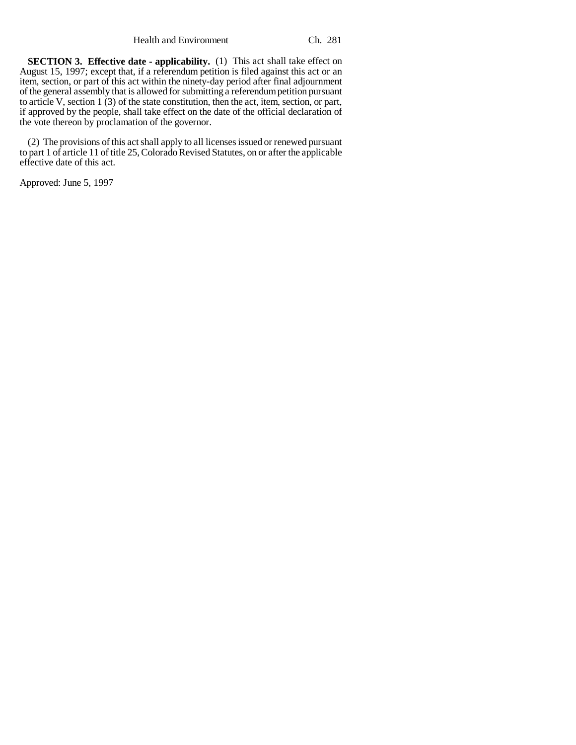**SECTION 3. Effective date - applicability.** (1) This act shall take effect on August 15, 1997; except that, if a referendum petition is filed against this act or an item, section, or part of this act within the ninety-day period after final adjournment of the general assembly that is allowed for submitting a referendum petition pursuant to article V, section 1 (3) of the state constitution, then the act, item, section, or part, if approved by the people, shall take effect on the date of the official declaration of the vote thereon by proclamation of the governor.

(2) The provisions of this act shall apply to all licenses issued or renewed pursuant to part 1 of article 11 of title 25, Colorado Revised Statutes, on or after the applicable effective date of this act.

Approved: June 5, 1997